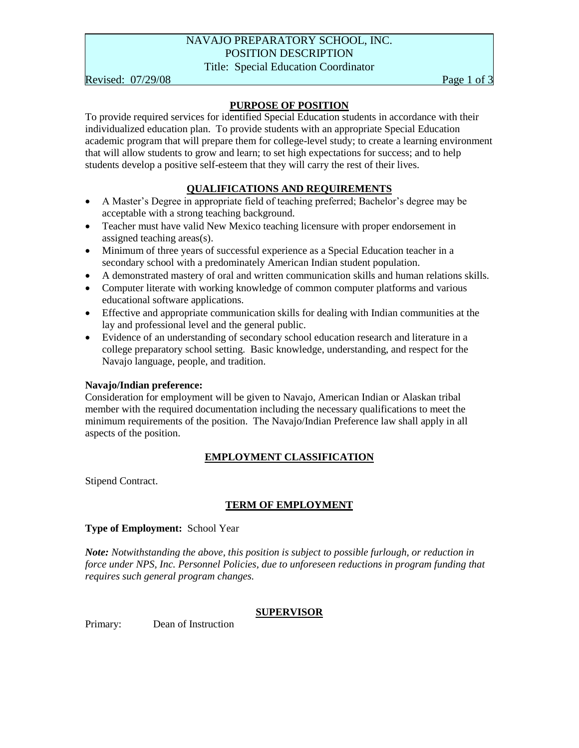# NAVAJO PREPARATORY SCHOOL, INC.
## POSITION DESCRIPTION
### Title: Special Education Coordinator

Revised: 07/29/08

## PURPOSE OF POSITION

To provide required services for identified Special Education students in accordance with their individualized education plan. To provide students with an appropriate Special Education academic program that will prepare them for college-level study; to create a learning environment that will allow students to grow and learn; to set high expectations for success; and to help students develop a positive self-esteem that they will carry the rest of their lives.

## QUALIFICATIONS AND REQUIREMENTS

- A Master's Degree in appropriate field of teaching preferred; Bachelor's degree may be acceptable with a strong teaching background.
- Teacher must have valid New Mexico teaching licensure with proper endorsement in assigned teaching areas(s).
- Minimum of three years of successful experience as a Special Education teacher in a secondary school with a predominately American Indian student population.
- A demonstrated mastery of oral and written communication skills and human relations skills.
- Computer literate with working knowledge of common computer platforms and various educational software applications.
- Effective and appropriate communication skills for dealing with Indian communities at the lay and professional level and the general public.
- Evidence of an understanding of secondary school education research and literature in a college preparatory school setting. Basic knowledge, understanding, and respect for the Navajo language, people, and tradition.

**Navajo/Indian preference:**

Consideration for employment will be given to Navajo, American Indian or Alaskan tribal member with the required documentation including the necessary qualifications to meet the minimum requirements of the position. The Navajo/Indian Preference law shall apply in all aspects of the position.

## EMPLOYMENT CLASSIFICATION

Stipend Contract.

## TERM OF EMPLOYMENT

**Type of Employment:** School Year

***Note:*** *Notwithstanding the above, this position is subject to possible furlough, or reduction in force under NPS, Inc. Personnel Policies, due to unforeseen reductions in program funding that requires such general program changes.*

## SUPERVISOR

Primary: Dean of Instruction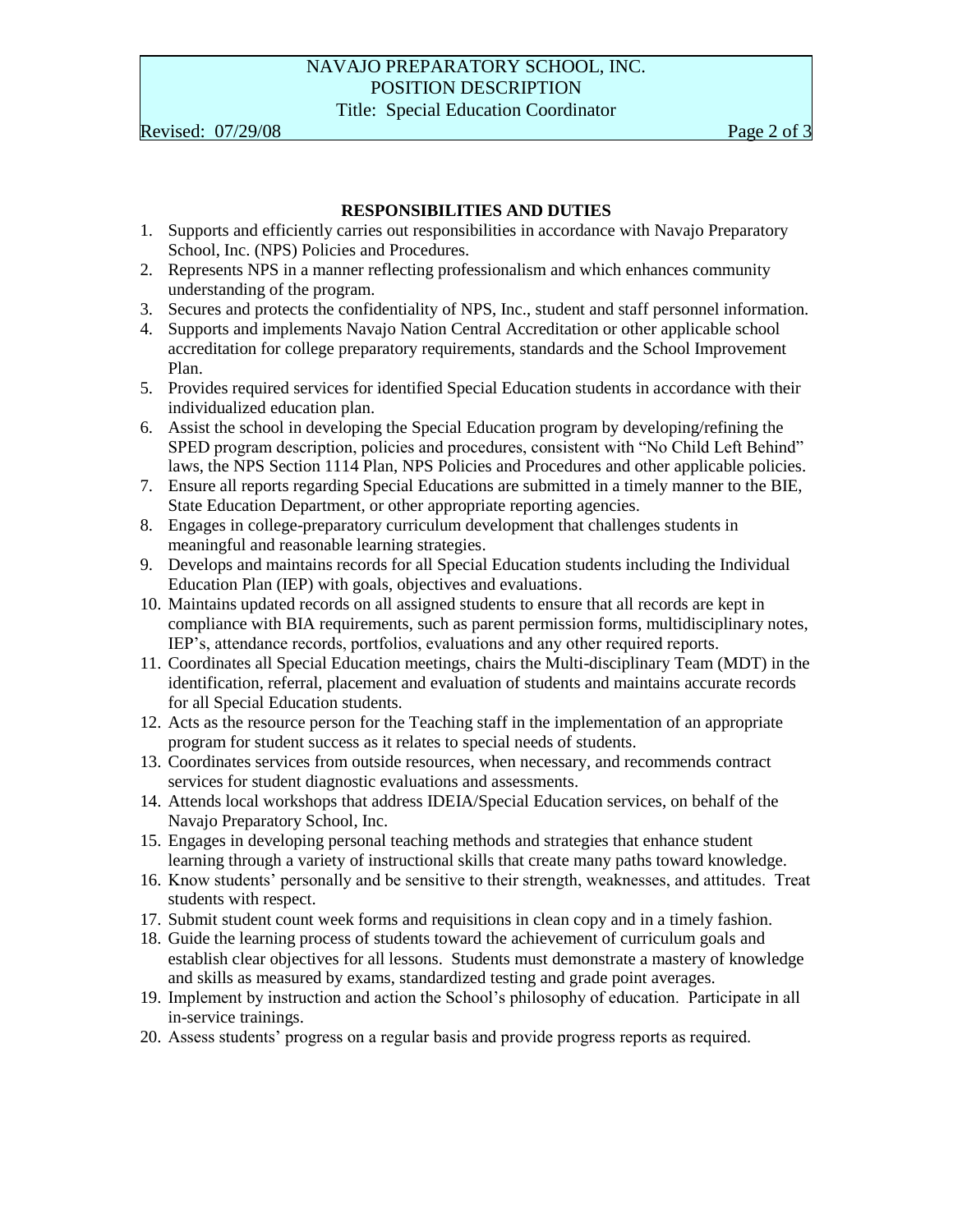## RESPONSIBILITIES AND DUTIES

1. Supports and efficiently carries out responsibilities in accordance with Navajo Preparatory School, Inc. (NPS) Policies and Procedures.
2. Represents NPS in a manner reflecting professionalism and which enhances community understanding of the program.
3. Secures and protects the confidentiality of NPS, Inc., student and staff personnel information.
4. Supports and implements Navajo Nation Central Accreditation or other applicable school accreditation for college preparatory requirements, standards and the School Improvement Plan.
5. Provides required services for identified Special Education students in accordance with their individualized education plan.
6. Assist the school in developing the Special Education program by developing/refining the SPED program description, policies and procedures, consistent with "No Child Left Behind" laws, the NPS Section 1114 Plan, NPS Policies and Procedures and other applicable policies.
7. Ensure all reports regarding Special Educations are submitted in a timely manner to the BIE, State Education Department, or other appropriate reporting agencies.
8. Engages in college-preparatory curriculum development that challenges students in meaningful and reasonable learning strategies.
9. Develops and maintains records for all Special Education students including the Individual Education Plan (IEP) with goals, objectives and evaluations.
10. Maintains updated records on all assigned students to ensure that all records are kept in compliance with BIA requirements, such as parent permission forms, multidisciplinary notes, IEP's, attendance records, portfolios, evaluations and any other required reports.
11. Coordinates all Special Education meetings, chairs the Multi-disciplinary Team (MDT) in the identification, referral, placement and evaluation of students and maintains accurate records for all Special Education students.
12. Acts as the resource person for the Teaching staff in the implementation of an appropriate program for student success as it relates to special needs of students.
13. Coordinates services from outside resources, when necessary, and recommends contract services for student diagnostic evaluations and assessments.
14. Attends local workshops that address IDEIA/Special Education services, on behalf of the Navajo Preparatory School, Inc.
15. Engages in developing personal teaching methods and strategies that enhance student learning through a variety of instructional skills that create many paths toward knowledge.
16. Know students' personally and be sensitive to their strength, weaknesses, and attitudes. Treat students with respect.
17. Submit student count week forms and requisitions in clean copy and in a timely fashion.
18. Guide the learning process of students toward the achievement of curriculum goals and establish clear objectives for all lessons. Students must demonstrate a mastery of knowledge and skills as measured by exams, standardized testing and grade point averages.
19. Implement by instruction and action the School's philosophy of education. Participate in all in-service trainings.
20. Assess students' progress on a regular basis and provide progress reports as required.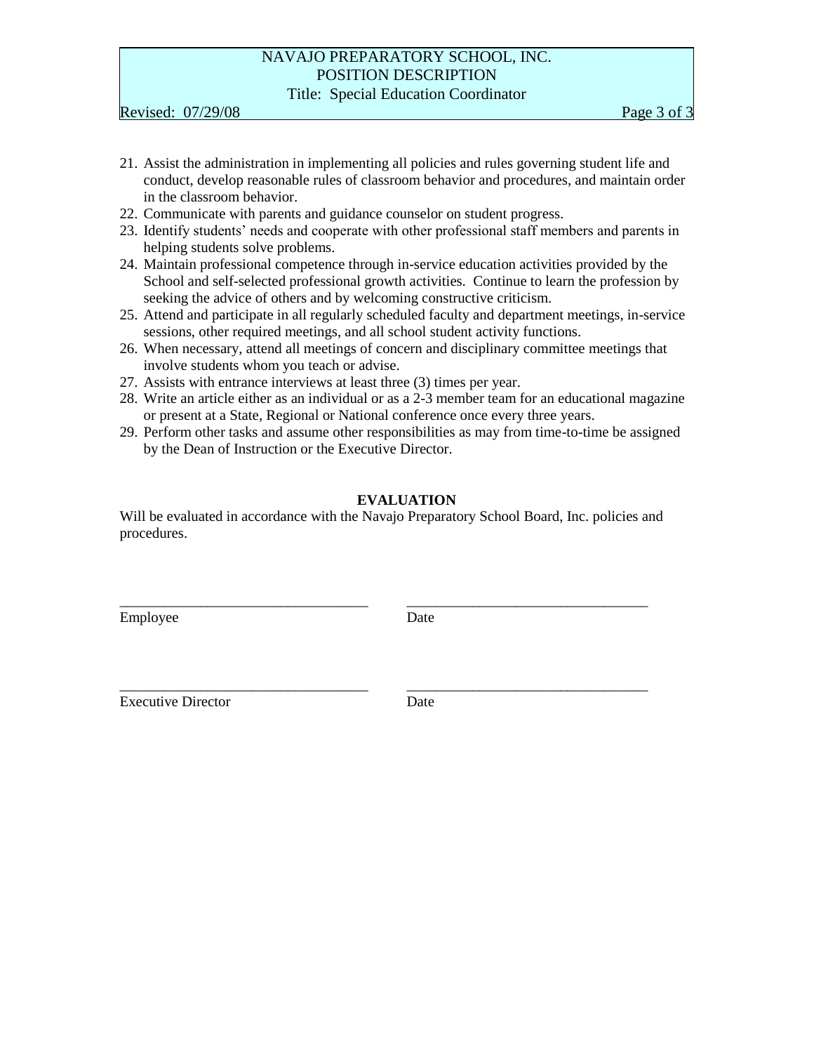21. Assist the administration in implementing all policies and rules governing student life and conduct, develop reasonable rules of classroom behavior and procedures, and maintain order in the classroom behavior.
22. Communicate with parents and guidance counselor on student progress.
23. Identify students' needs and cooperate with other professional staff members and parents in helping students solve problems.
24. Maintain professional competence through in-service education activities provided by the School and self-selected professional growth activities. Continue to learn the profession by seeking the advice of others and by welcoming constructive criticism.
25. Attend and participate in all regularly scheduled faculty and department meetings, in-service sessions, other required meetings, and all school student activity functions.
26. When necessary, attend all meetings of concern and disciplinary committee meetings that involve students whom you teach or advise.
27. Assists with entrance interviews at least three (3) times per year.
28. Write an article either as an individual or as a 2-3 member team for an educational magazine or present at a State, Regional or National conference once every three years.
29. Perform other tasks and assume other responsibilities as may from time-to-time be assigned by the Dean of Instruction or the Executive Director.

## EVALUATION

Will be evaluated in accordance with the Navajo Preparatory School Board, Inc. policies and procedures.

| | |
|---|---|
| ______________________________ | ______________________________ |
| Employee | Date |
| ______________________________ | ______________________________ |
| Executive Director | Date |